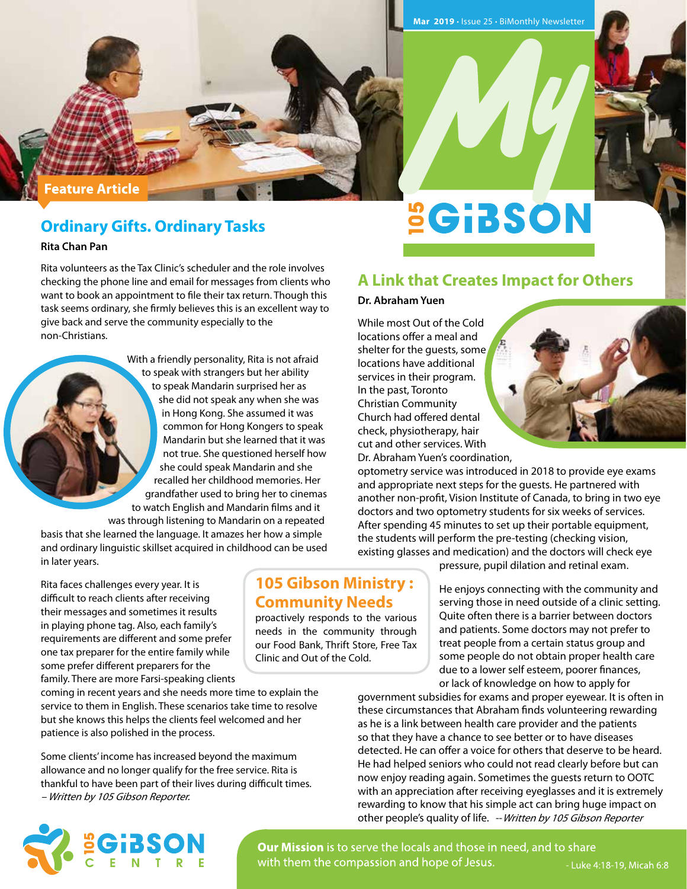Mar 2019 • Issue 25 • BiMonthly Newsletter

# My 105 GiBSON

Feature Article

## Ordinary Gifts. Ordinary Tasks

**Rita Chan Pan**

Rita volunteers as the Tax Clinic's scheduler and the role involves checking the phone line and email for messages from clients who want to book an appointment to file their tax return. Though this task seems ordinary, she firmly believes this is an excellent way to give back and serve the community especially to the non-Christians.

With a friendly personality, Rita is not afraid to speak with strangers but her ability to speak Mandarin surprised her as she did not speak any when she was in Hong Kong. She assumed it was common for Hong Kongers to speak Mandarin but she learned that it was not true. She questioned herself how she could speak Mandarin and she recalled her childhood memories. Her grandfather used to bring her to cinemas to watch English and Mandarin films and it was through listening to Mandarin on a repeated basis that she learned the language. It amazes her how a simple and ordinary linguistic skillset acquired in childhood can be used in later years.

Rita faces challenges every year. It is difficult to reach clients after receiving their messages and sometimes it results in playing phone tag. Also, each family's requirements are different and some prefer one tax preparer for the entire family while some prefer different preparers for the family. There are more Farsi-speaking clients coming in recent years and she needs more time to explain the service to them in English. These scenarios take time to resolve but she knows this helps the clients feel welcomed and her patience is also polished in the process.

Some clients' income has increased beyond the maximum allowance and no longer qualify for the free service. Rita is thankful to have been part of their lives during difficult times.
*– Written by 105 Gibson Reporter.*

## 105 Gibson Ministry : Community Needs

proactively responds to the various needs in the community through our Food Bank, Thrift Store, Free Tax Clinic and Out of the Cold.

## A Link that Creates Impact for Others

**Dr. Abraham Yuen**

While most Out of the Cold locations offer a meal and shelter for the guests, some locations have additional services in their program. In the past, Toronto Christian Community Church had offered dental check, physiotherapy, hair cut and other services. With Dr. Abraham Yuen's coordination, optometry service was introduced in 2018 to provide eye exams and appropriate next steps for the guests. He partnered with another non-profit, Vision Institute of Canada, to bring in two eye doctors and two optometry students for six weeks of services. After spending 45 minutes to set up their portable equipment, the students will perform the pre-testing (checking vision, existing glasses and medication) and the doctors will check eye pressure, pupil dilation and retinal exam.

He enjoys connecting with the community and serving those in need outside of a clinic setting. Quite often there is a barrier between doctors and patients. Some doctors may not prefer to treat people from a certain status group and some people do not obtain proper health care due to a lower self esteem, poorer finances, or lack of knowledge on how to apply for government subsidies for exams and proper eyewear. It is often in these circumstances that Abraham finds volunteering rewarding as he is a link between health care provider and the patients so that they have a chance to see better or to have diseases detected. He can offer a voice for others that deserve to be heard. He had helped seniors who could not read clearly before but can now enjoy reading again. Sometimes the guests return to OOTC with an appreciation after receiving eyeglasses and it is extremely rewarding to know that his simple act can bring huge impact on other people's quality of life. *-- Written by 105 Gibson Reporter*

105 GiBSON CENTRE

**Our Mission** is to serve the locals and those in need, and to share with them the compassion and hope of Jesus. - Luke 4:18-19, Micah 6:8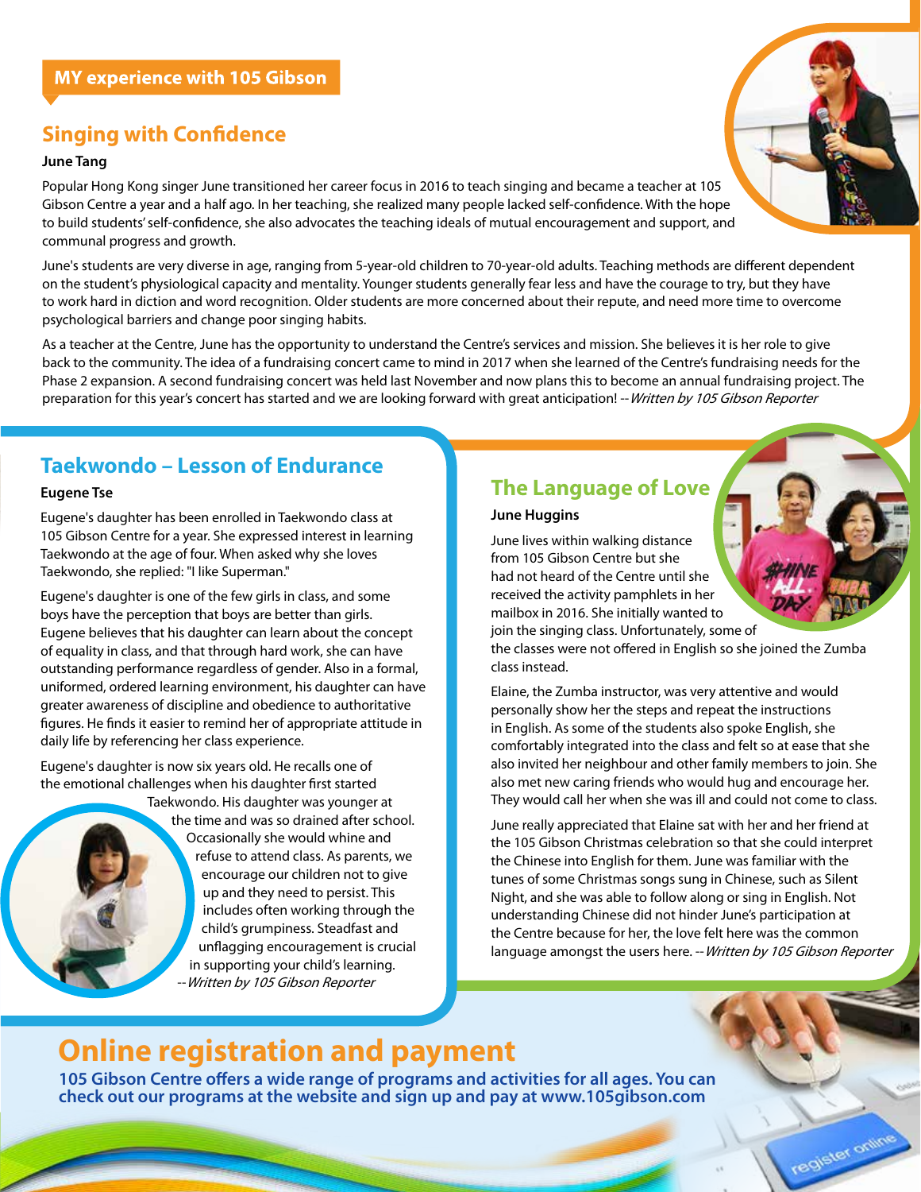## MY experience with 105 Gibson

### Singing with Confidence

**June Tang**

Popular Hong Kong singer June transitioned her career focus in 2016 to teach singing and became a teacher at 105 Gibson Centre a year and a half ago. In her teaching, she realized many people lacked self-confidence. With the hope to build students' self-confidence, she also advocates the teaching ideals of mutual encouragement and support, and communal progress and growth.

June's students are very diverse in age, ranging from 5-year-old children to 70-year-old adults. Teaching methods are different dependent on the student's physiological capacity and mentality. Younger students generally fear less and have the courage to try, but they have to work hard in diction and word recognition. Older students are more concerned about their repute, and need more time to overcome psychological barriers and change poor singing habits.

As a teacher at the Centre, June has the opportunity to understand the Centre's services and mission. She believes it is her role to give back to the community. The idea of a fundraising concert came to mind in 2017 when she learned of the Centre's fundraising needs for the Phase 2 expansion. A second fundraising concert was held last November and now plans this to become an annual fundraising project. The preparation for this year's concert has started and we are looking forward with great anticipation! --*Written by 105 Gibson Reporter*

### Taekwondo – Lesson of Endurance

**Eugene Tse**

Eugene's daughter has been enrolled in Taekwondo class at 105 Gibson Centre for a year. She expressed interest in learning Taekwondo at the age of four. When asked why she loves Taekwondo, she replied: "I like Superman."

Eugene's daughter is one of the few girls in class, and some boys have the perception that boys are better than girls. Eugene believes that his daughter can learn about the concept of equality in class, and that through hard work, she can have outstanding performance regardless of gender. Also in a formal, uniformed, ordered learning environment, his daughter can have greater awareness of discipline and obedience to authoritative figures. He finds it easier to remind her of appropriate attitude in daily life by referencing her class experience.

Eugene's daughter is now six years old. He recalls one of the emotional challenges when his daughter first started Taekwondo. His daughter was younger at the time and was so drained after school. Occasionally she would whine and refuse to attend class. As parents, we encourage our children not to give up and they need to persist. This includes often working through the child's grumpiness. Steadfast and unflagging encouragement is crucial in supporting your child's learning. --*Written by 105 Gibson Reporter*

### The Language of Love

**June Huggins**

June lives within walking distance from 105 Gibson Centre but she had not heard of the Centre until she received the activity pamphlets in her mailbox in 2016. She initially wanted to join the singing class. Unfortunately, some of the classes were not offered in English so she joined the Zumba class instead.

Elaine, the Zumba instructor, was very attentive and would personally show her the steps and repeat the instructions in English. As some of the students also spoke English, she comfortably integrated into the class and felt so at ease that she also invited her neighbour and other family members to join. She also met new caring friends who would hug and encourage her. They would call her when she was ill and could not come to class.

June really appreciated that Elaine sat with her and her friend at the 105 Gibson Christmas celebration so that she could interpret the Chinese into English for them. June was familiar with the tunes of some Christmas songs sung in Chinese, such as Silent Night, and she was able to follow along or sing in English. Not understanding Chinese did not hinder June's participation at the Centre because for her, the love felt here was the common language amongst the users here. --*Written by 105 Gibson Reporter*

## Online registration and payment

**105 Gibson Centre offers a wide range of programs and activities for all ages. You can check out our programs at the website and sign up and pay at www.105gibson.com**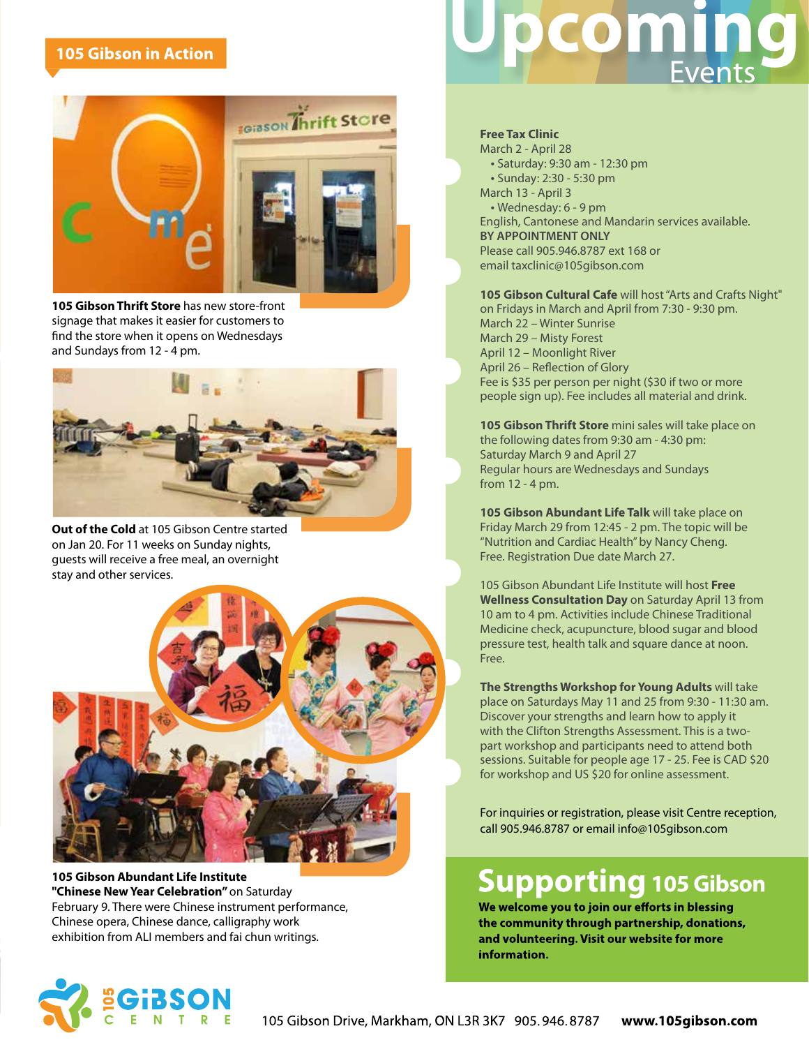## 105 Gibson in Action

**105 Gibson Thrift Store** has new store-front signage that makes it easier for customers to find the store when it opens on Wednesdays and Sundays from 12 - 4 pm.

**Out of the Cold** at 105 Gibson Centre started on Jan 20. For 11 weeks on Sunday nights, guests will receive a free meal, an overnight stay and other services.

**105 Gibson Abundant Life Institute "Chinese New Year Celebration"** on Saturday February 9. There were Chinese instrument performance, Chinese opera, Chinese dance, calligraphy work exhibition from ALI members and fai chun writings.

# Upcoming Events

**Free Tax Clinic**
March 2 - April 28
- Saturday: 9:30 am - 12:30 pm
- Sunday: 2:30 - 5:30 pm

March 13 - April 3
- Wednesday: 6 - 9 pm

English, Cantonese and Mandarin services available.
**BY APPOINTMENT ONLY**
Please call 905.946.8787 ext 168 or email taxclinic@105gibson.com

**105 Gibson Cultural Cafe** will host "Arts and Crafts Night" on Fridays in March and April from 7:30 - 9:30 pm.
March 22 – Winter Sunrise
March 29 – Misty Forest
April 12 – Moonlight River
April 26 – Reflection of Glory
Fee is $35 per person per night ($30 if two or more people sign up). Fee includes all material and drink.

**105 Gibson Thrift Store** mini sales will take place on the following dates from 9:30 am - 4:30 pm:
Saturday March 9 and April 27
Regular hours are Wednesdays and Sundays from 12 - 4 pm.

**105 Gibson Abundant Life Talk** will take place on Friday March 29 from 12:45 - 2 pm. The topic will be "Nutrition and Cardiac Health" by Nancy Cheng. Free. Registration Due date March 27.

105 Gibson Abundant Life Institute will host **Free Wellness Consultation Day** on Saturday April 13 from 10 am to 4 pm. Activities include Chinese Traditional Medicine check, acupuncture, blood sugar and blood pressure test, health talk and square dance at noon. Free.

**The Strengths Workshop for Young Adults** will take place on Saturdays May 11 and 25 from 9:30 - 11:30 am. Discover your strengths and learn how to apply it with the Clifton Strengths Assessment. This is a two-part workshop and participants need to attend both sessions. Suitable for people age 17 - 25. Fee is CAD $20 for workshop and US $20 for online assessment.

For inquiries or registration, please visit Centre reception, call 905.946.8787 or email info@105gibson.com

## Supporting 105 Gibson

**We welcome you to join our efforts in blessing the community through partnership, donations, and volunteering. Visit our website for more information.**

105 Gibson Centre

105 Gibson Drive, Markham, ON L3R 3K7 905.946.8787 **www.105gibson.com**